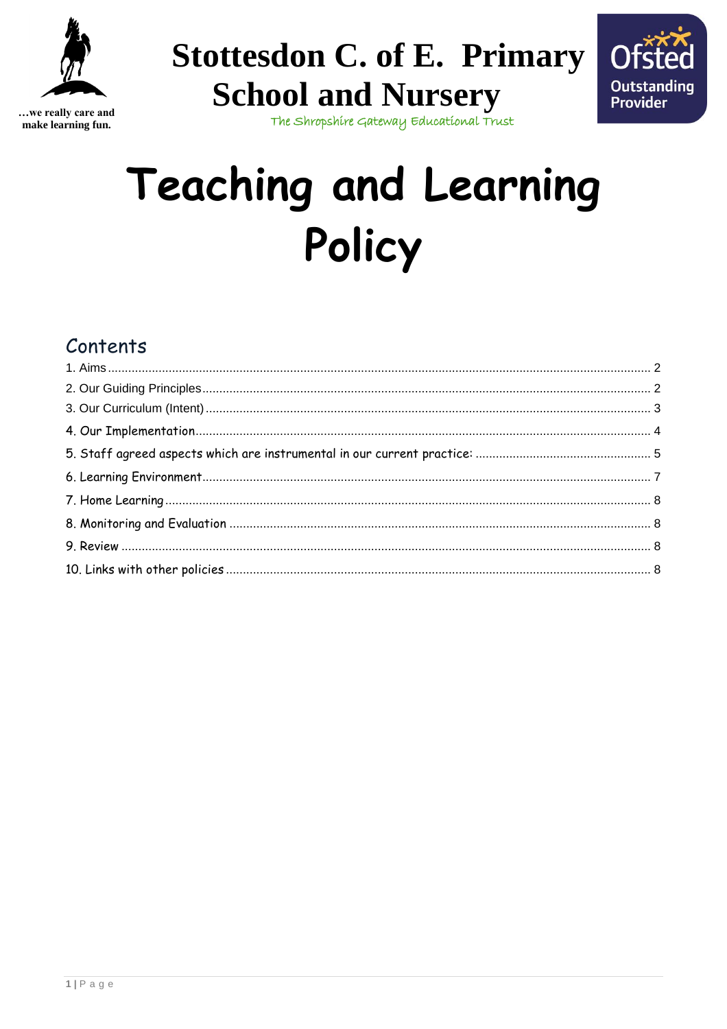…we really care and make learning fun.

# Stottesdon C. of E. Primary School and Nursery

The Shropshire Gateway Educational Trust

Ofsted Outstanding Provider

# Teaching and Learning Policy

## Contents

1. Aims ........ 2
2. Our Guiding Principles ........ 2
3. Our Curriculum (Intent) ........ 3
4. Our Implementation ........ 4
5. Staff agreed aspects which are instrumental in our current practice: ........ 5
6. Learning Environment ........ 7
7. Home Learning ........ 8
8. Monitoring and Evaluation ........ 8
9. Review ........ 8
10. Links with other policies ........ 8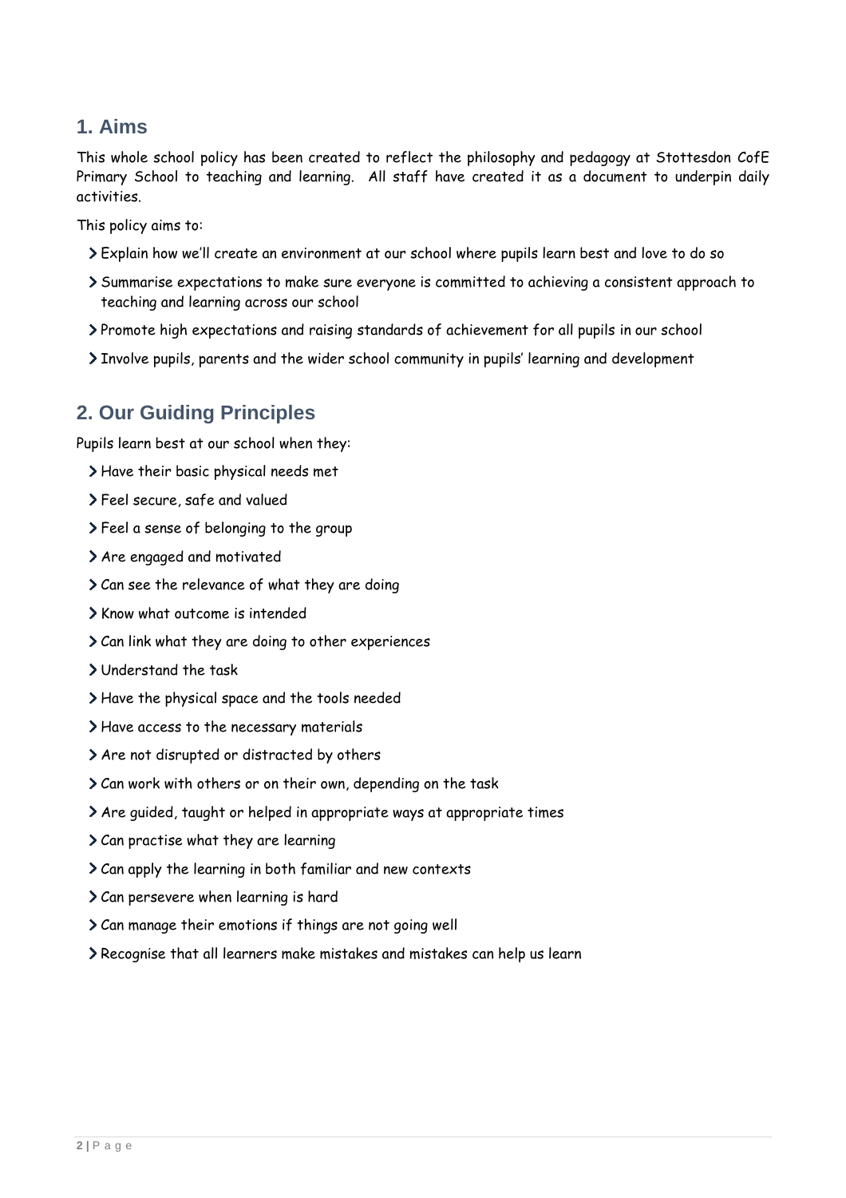## 1. Aims

This whole school policy has been created to reflect the philosophy and pedagogy at Stottesdon CofE Primary School to teaching and learning. All staff have created it as a document to underpin daily activities.

This policy aims to:

- Explain how we'll create an environment at our school where pupils learn best and love to do so
- Summarise expectations to make sure everyone is committed to achieving a consistent approach to teaching and learning across our school
- Promote high expectations and raising standards of achievement for all pupils in our school
- Involve pupils, parents and the wider school community in pupils' learning and development

## 2. Our Guiding Principles

Pupils learn best at our school when they:

- Have their basic physical needs met
- Feel secure, safe and valued
- Feel a sense of belonging to the group
- Are engaged and motivated
- Can see the relevance of what they are doing
- Know what outcome is intended
- Can link what they are doing to other experiences
- Understand the task
- Have the physical space and the tools needed
- Have access to the necessary materials
- Are not disrupted or distracted by others
- Can work with others or on their own, depending on the task
- Are guided, taught or helped in appropriate ways at appropriate times
- Can practise what they are learning
- Can apply the learning in both familiar and new contexts
- Can persevere when learning is hard
- Can manage their emotions if things are not going well
- Recognise that all learners make mistakes and mistakes can help us learn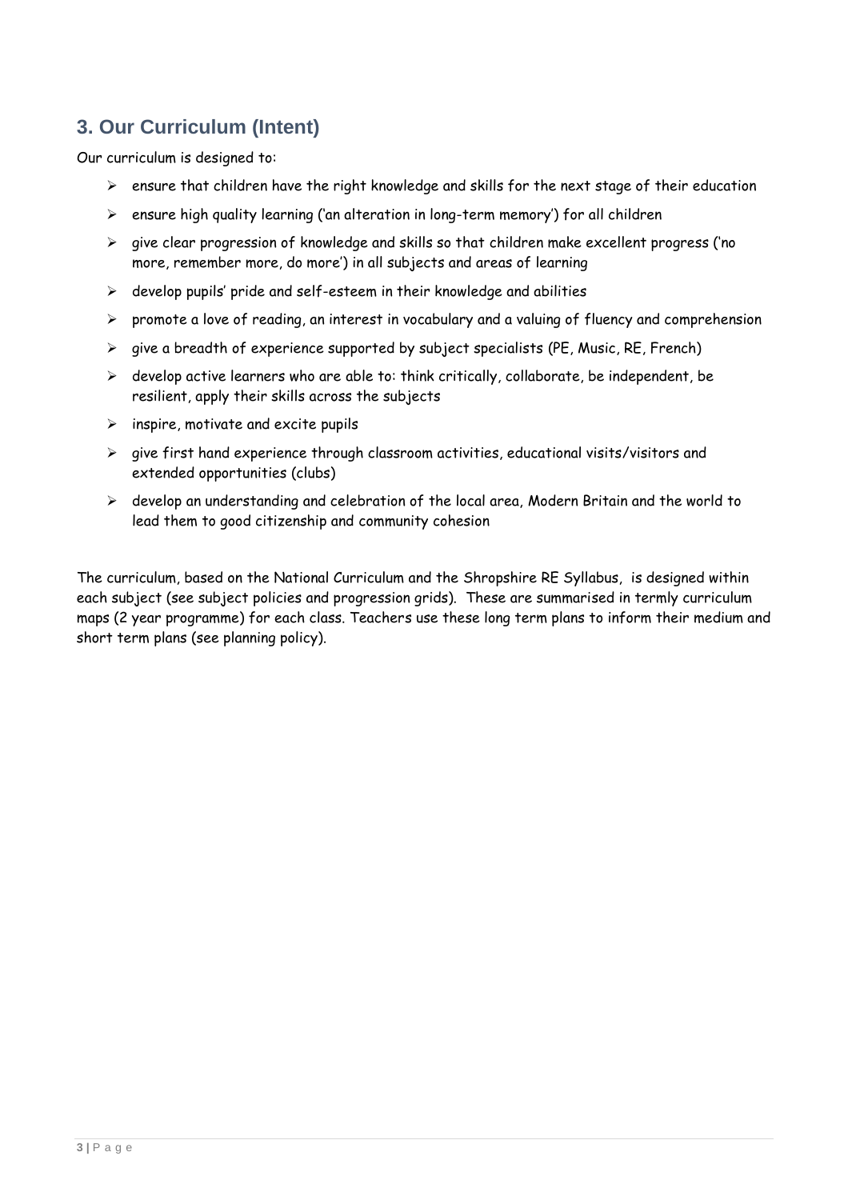## 3. Our Curriculum (Intent)

Our curriculum is designed to:

- ensure that children have the right knowledge and skills for the next stage of their education
- ensure high quality learning ('an alteration in long-term memory') for all children
- give clear progression of knowledge and skills so that children make excellent progress ('no more, remember more, do more') in all subjects and areas of learning
- develop pupils' pride and self-esteem in their knowledge and abilities
- promote a love of reading, an interest in vocabulary and a valuing of fluency and comprehension
- give a breadth of experience supported by subject specialists (PE, Music, RE, French)
- develop active learners who are able to: think critically, collaborate, be independent, be resilient, apply their skills across the subjects
- inspire, motivate and excite pupils
- give first hand experience through classroom activities, educational visits/visitors and extended opportunities (clubs)
- develop an understanding and celebration of the local area, Modern Britain and the world to lead them to good citizenship and community cohesion

The curriculum, based on the National Curriculum and the Shropshire RE Syllabus, is designed within each subject (see subject policies and progression grids). These are summarised in termly curriculum maps (2 year programme) for each class. Teachers use these long term plans to inform their medium and short term plans (see planning policy).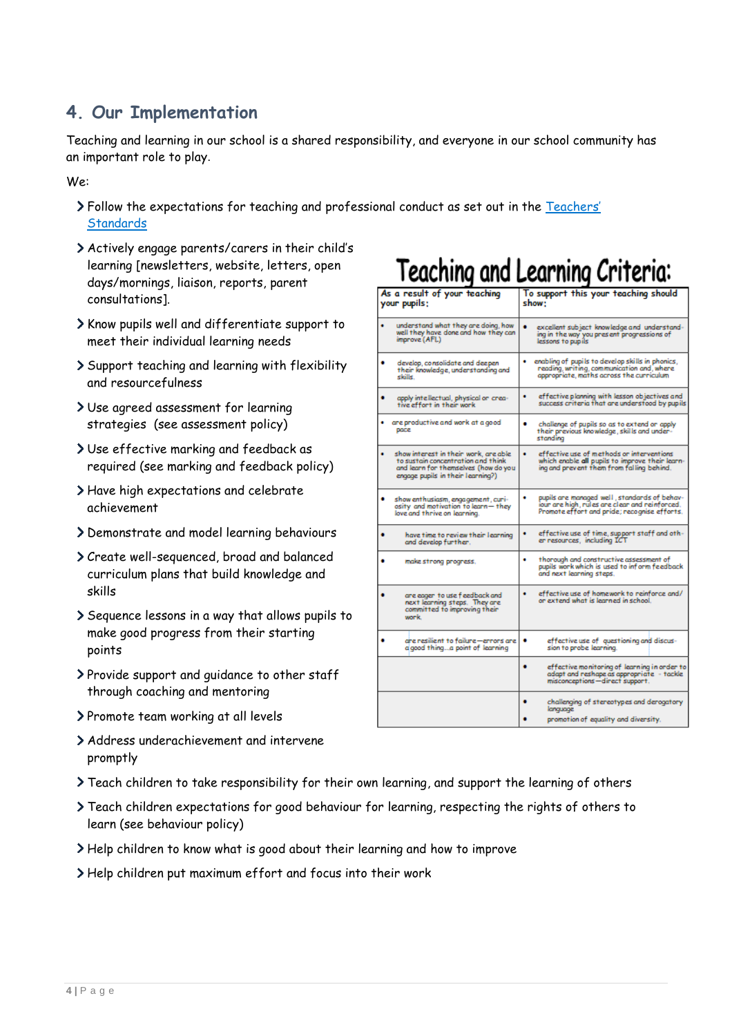## 4. Our Implementation

Teaching and learning in our school is a shared responsibility, and everyone in our school community has an important role to play.

We:

- Follow the expectations for teaching and professional conduct as set out in the [Teachers' Standards]
- Actively engage parents/carers in their child's learning [newsletters, website, letters, open days/mornings, liaison, reports, parent consultations].
- Know pupils well and differentiate support to meet their individual learning needs
- Support teaching and learning with flexibility and resourcefulness
- Use agreed assessment for learning strategies (see assessment policy)
- Use effective marking and feedback as required (see marking and feedback policy)
- Have high expectations and celebrate achievement
- Demonstrate and model learning behaviours
- Create well-sequenced, broad and balanced curriculum plans that build knowledge and skills
- Sequence lessons in a way that allows pupils to make good progress from their starting points
- Provide support and guidance to other staff through coaching and mentoring
- Promote team working at all levels
- Address underachievement and intervene promptly
- Teach children to take responsibility for their own learning, and support the learning of others
- Teach children expectations for good behaviour for learning, respecting the rights of others to learn (see behaviour policy)
- Help children to know what is good about their learning and how to improve
- Help children put maximum effort and focus into their work

**Teaching and Learning Criteria:**

| As a result of your teaching your pupils: | To support this your teaching should show: |
|---|---|
| • understand what they are doing, how well they have done and how they can improve (AFL) | • excellent subject knowledge and understanding in the way you present progressions of lessons to pupils |
| • develop, consolidate and deepen their knowledge, understanding and skills | • enabling of pupils to develop skills in phonics, reading, writing, communication and, where appropriate, maths across the curriculum |
| • apply intellectual, physical or creative effort in their work | • effective planning with lesson objectives and success criteria that are understood by pupils |
| • are productive and work at a good pace | • challenge of pupils so as to extend or apply their previous knowledge, skills and understanding |
| • show interest in their work, are able to sustain concentration and think and learn for themselves (how do you engage pupils in their learning?) | • effective use of methods or interventions which enable **all** pupils to improve their learning and prevent them from falling behind. |
| • show enthusiasm, engagement, curiosity and motivation to learn—they love and thrive on learning. | • pupils are managed well, standards of behaviour are high, rules are clear and reinforced. Promote effort and pride; recognise efforts. |
| • have time to review their learning and develop further. | • effective use of time, support staff and other resources, including ICT |
| • make strong progress. | • thorough and constructive assessment of pupils work which is used to inform feedback and next learning steps. |
| • are eager to use feedback and next learning steps. They are committed to improving their work. | • effective use of homework to reinforce and/or extend what is learned in school. |
| • are resilient to failure—errors are a good thing...a point of learning | • effective use of questioning and discussion to probe learning. |
| | • effective monitoring of learning in order to adapt and reshape as appropriate - tackle misconceptions—direct support. |
| | • challenging of stereotypes and derogatory language<br>• promotion of equality and diversity. |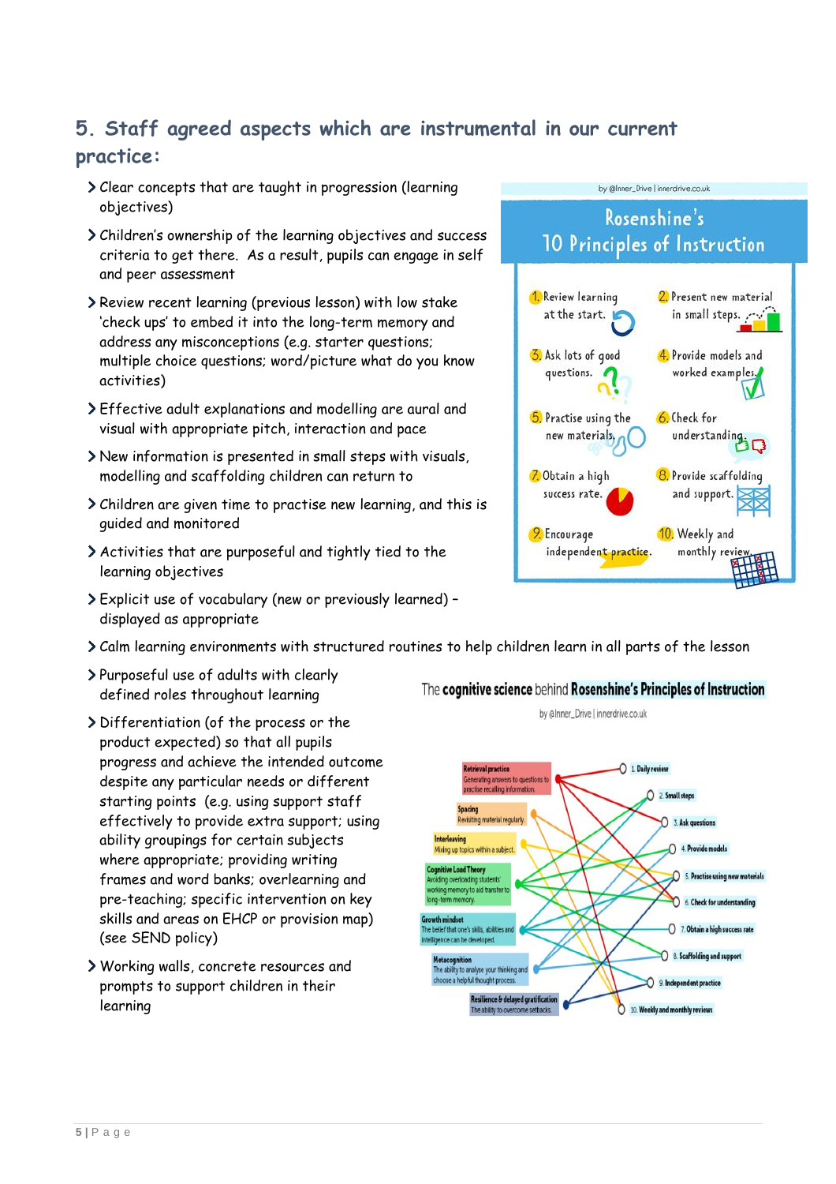## 5. Staff agreed aspects which are instrumental in our current practice:

- Clear concepts that are taught in progression (learning objectives)
- Children's ownership of the learning objectives and success criteria to get there. As a result, pupils can engage in self and peer assessment
- Review recent learning (previous lesson) with low stake 'check ups' to embed it into the long-term memory and address any misconceptions (e.g. starter questions; multiple choice questions; word/picture what do you know activities)
- Effective adult explanations and modelling are aural and visual with appropriate pitch, interaction and pace
- New information is presented in small steps with visuals, modelling and scaffolding children can return to
- Children are given time to practise new learning, and this is guided and monitored
- Activities that are purposeful and tightly tied to the learning objectives
- Explicit use of vocabulary (new or previously learned) – displayed as appropriate
- Calm learning environments with structured routines to help children learn in all parts of the lesson
- Purposeful use of adults with clearly defined roles throughout learning
- Differentiation (of the process or the product expected) so that all pupils progress and achieve the intended outcome despite any particular needs or different starting points (e.g. using support staff effectively to provide extra support; using ability groupings for certain subjects where appropriate; providing writing frames and word banks; overlearning and pre-teaching; specific intervention on key skills and areas on EHCP or provision map) (see SEND policy)
- Working walls, concrete resources and prompts to support children in their learning

by @Inner_Drive | innerdrive.co.uk

**Rosenshine's 10 Principles of Instruction**

1. Review learning at the start.
2. Present new material in small steps.
3. Ask lots of good questions.
4. Provide models and worked examples.
5. Practise using the new materials.
6. Check for understanding.
7. Obtain a high success rate.
8. Provide scaffolding and support.
9. Encourage independent practice.
10. Weekly and monthly review.

**The cognitive science behind Rosenshine's Principles of Instruction**

by @Inner_Drive | innerdrive.co.uk

- **Retrieval practice** – Generating answers to questions to practise recalling information.
- **Spacing** – Revisiting material regularly.
- **Interleaving** – Mixing up topics within a subject.
- **Cognitive Load Theory** – Avoiding overloading students' working memory to aid transfer to long-term memory.
- **Growth mindset** – The belief that one's skills, abilities and intelligence can be developed.
- **Metacognition** – The ability to analyse your thinking and choose a helpful thought process.
- **Resilience & delayed gratification** – The ability to overcome setbacks.

1. Daily review
2. Small steps
3. Ask questions
4. Provide models
5. Practise using new materials
6. Check for understanding
7. Obtain a high success rate
8. Scaffolding and support
9. Independent practice
10. Weekly and monthly reviews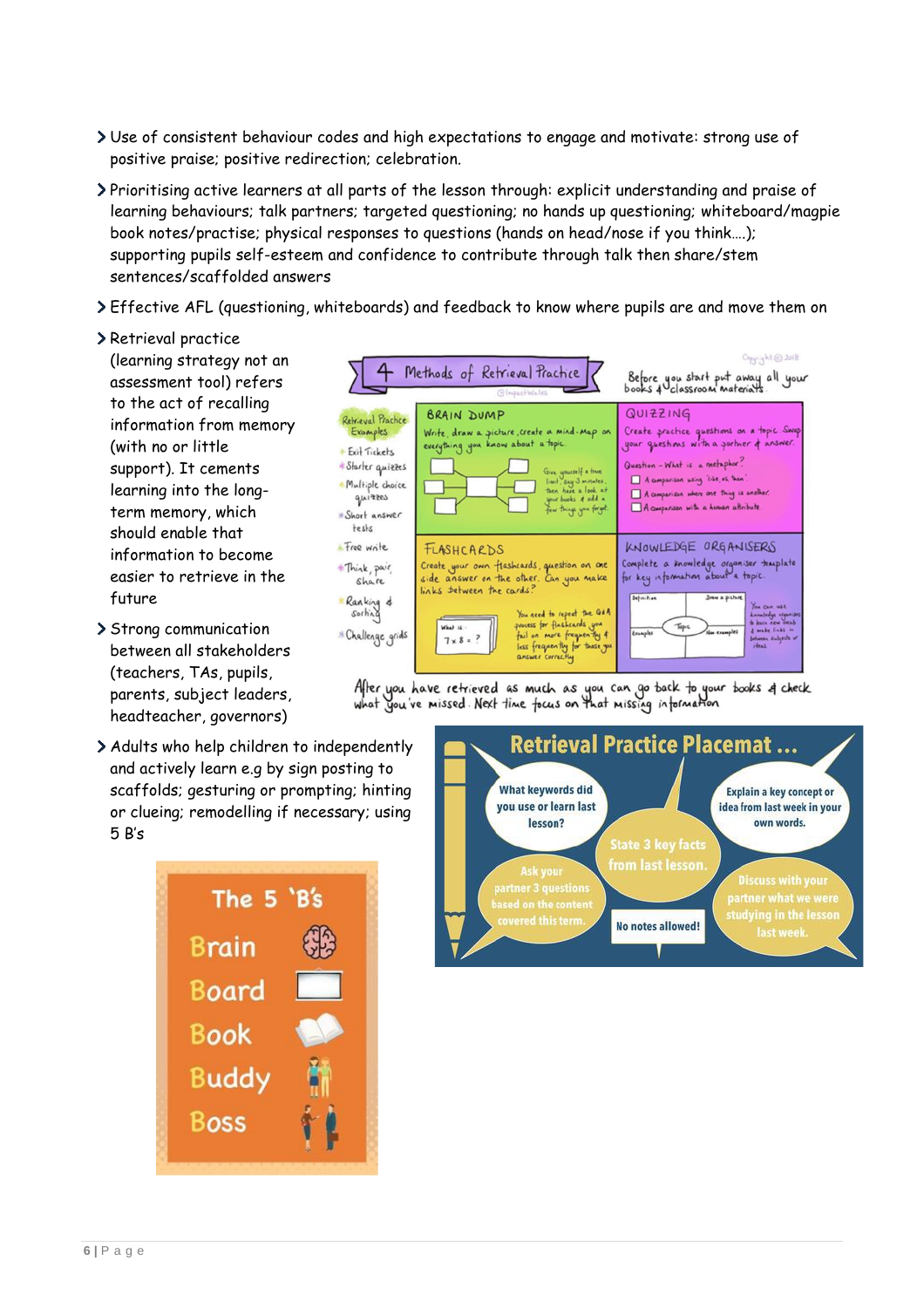- Use of consistent behaviour codes and high expectations to engage and motivate: strong use of positive praise; positive redirection; celebration.
- Prioritising active learners at all parts of the lesson through: explicit understanding and praise of learning behaviours; talk partners; targeted questioning; no hands up questioning; whiteboard/magpie book notes/practise; physical responses to questions (hands on head/nose if you think….); supporting pupils self-esteem and confidence to contribute through talk then share/stem sentences/scaffolded answers
- Effective AFL (questioning, whiteboards) and feedback to know where pupils are and move them on
- Retrieval practice (learning strategy not an assessment tool) refers to the act of recalling information from memory (with no or little support). It cements learning into the long-term memory, which should enable that information to become easier to retrieve in the future
- Strong communication between all stakeholders (teachers, TAs, pupils, parents, subject leaders, headteacher, governors)
- Adults who help children to independently and actively learn e.g by sign posting to scaffolds; gesturing or prompting; hinting or clueing; remodelling if necessary; using 5 B's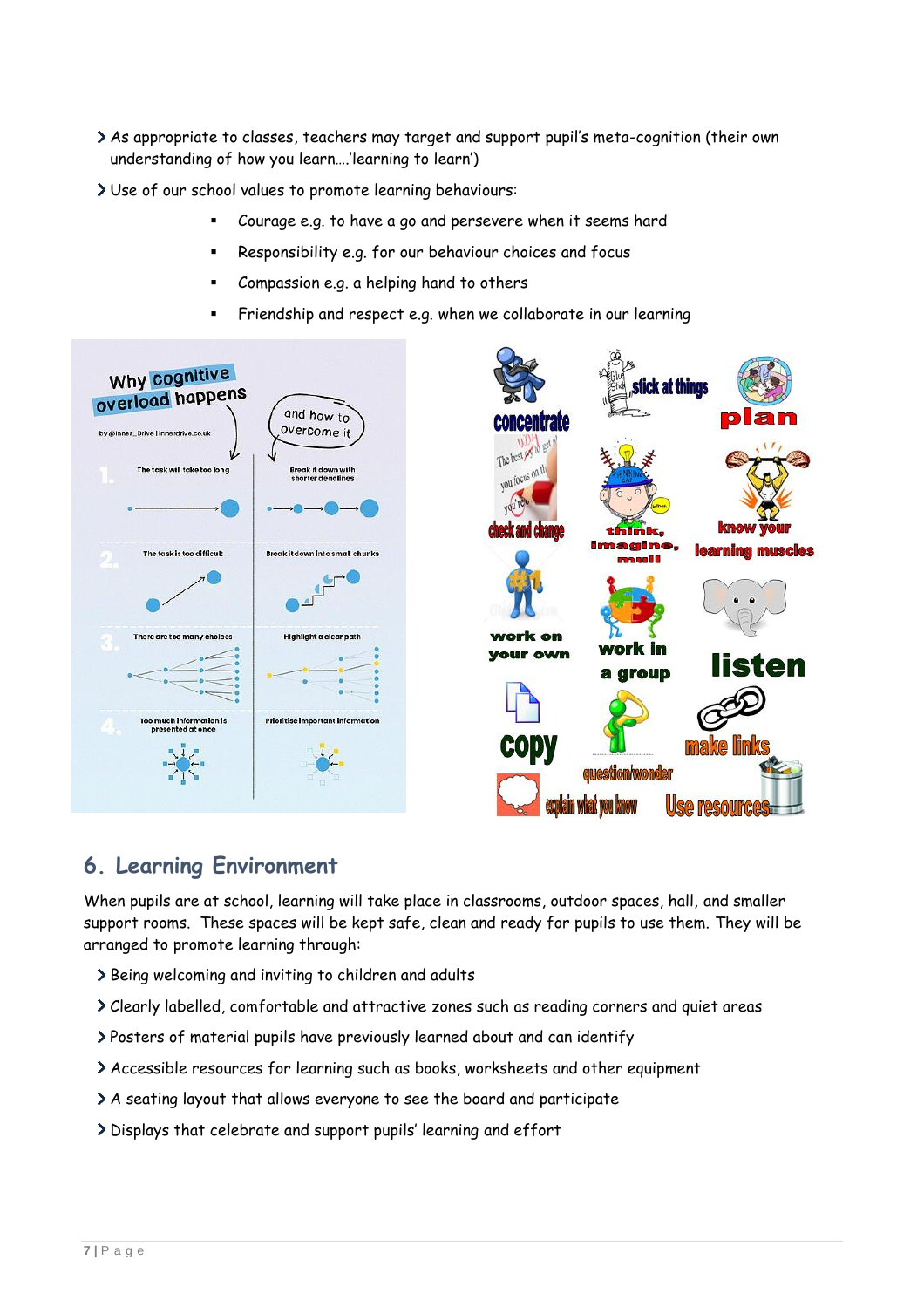- As appropriate to classes, teachers may target and support pupil's meta-cognition (their own understanding of how you learn….'learning to learn')
- Use of our school values to promote learning behaviours:
  - Courage e.g. to have a go and persevere when it seems hard
  - Responsibility e.g. for our behaviour choices and focus
  - Compassion e.g. a helping hand to others
  - Friendship and respect e.g. when we collaborate in our learning

## 6. Learning Environment

When pupils are at school, learning will take place in classrooms, outdoor spaces, hall, and smaller support rooms. These spaces will be kept safe, clean and ready for pupils to use them. They will be arranged to promote learning through:

- Being welcoming and inviting to children and adults
- Clearly labelled, comfortable and attractive zones such as reading corners and quiet areas
- Posters of material pupils have previously learned about and can identify
- Accessible resources for learning such as books, worksheets and other equipment
- A seating layout that allows everyone to see the board and participate
- Displays that celebrate and support pupils' learning and effort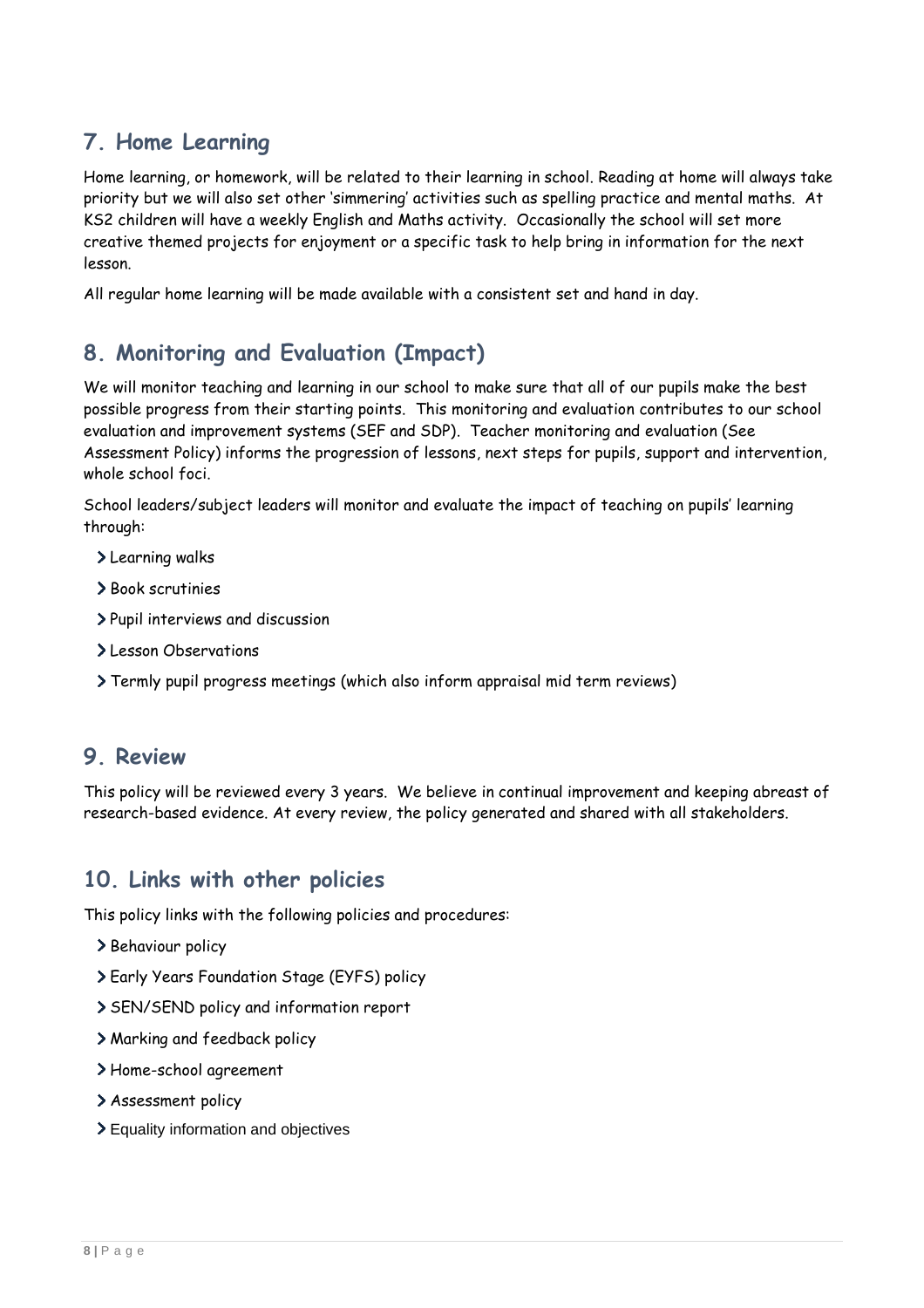## 7. Home Learning

Home learning, or homework, will be related to their learning in school. Reading at home will always take priority but we will also set other 'simmering' activities such as spelling practice and mental maths. At KS2 children will have a weekly English and Maths activity. Occasionally the school will set more creative themed projects for enjoyment or a specific task to help bring in information for the next lesson.

All regular home learning will be made available with a consistent set and hand in day.

## 8. Monitoring and Evaluation (Impact)

We will monitor teaching and learning in our school to make sure that all of our pupils make the best possible progress from their starting points. This monitoring and evaluation contributes to our school evaluation and improvement systems (SEF and SDP). Teacher monitoring and evaluation (See Assessment Policy) informs the progression of lessons, next steps for pupils, support and intervention, whole school foci.

School leaders/subject leaders will monitor and evaluate the impact of teaching on pupils' learning through:

- Learning walks
- Book scrutinies
- Pupil interviews and discussion
- Lesson Observations
- Termly pupil progress meetings (which also inform appraisal mid term reviews)

## 9. Review

This policy will be reviewed every 3 years. We believe in continual improvement and keeping abreast of research-based evidence. At every review, the policy generated and shared with all stakeholders.

## 10. Links with other policies

This policy links with the following policies and procedures:

- Behaviour policy
- Early Years Foundation Stage (EYFS) policy
- SEN/SEND policy and information report
- Marking and feedback policy
- Home-school agreement
- Assessment policy
- Equality information and objectives